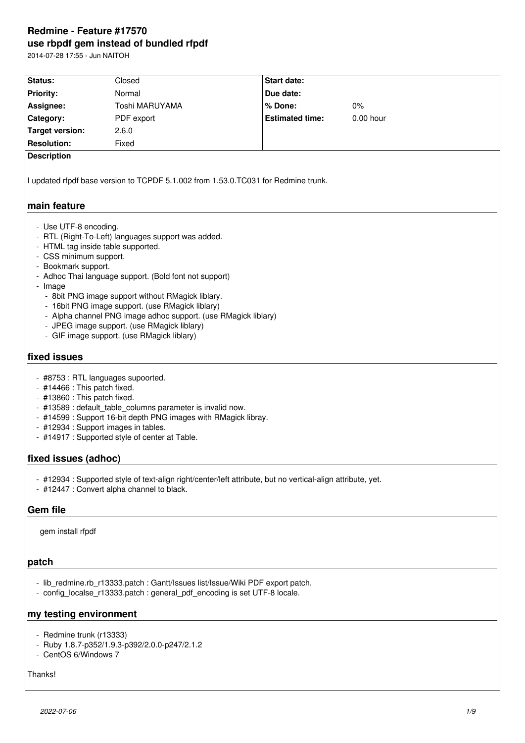# Redmine - Feature #17570
## use rbpdf gem instead of bundled rfpdf

2014-07-28 17:55 - Jun NAITOH

| | | | |
|---|---|---|---|
| **Status:** | Closed | **Start date:** | |
| **Priority:** | Normal | **Due date:** | |
| **Assignee:** | Toshi MARUYAMA | **% Done:** | 0% |
| **Category:** | PDF export | **Estimated time:** | 0.00 hour |
| **Target version:** | 2.6.0 | | |
| **Resolution:** | Fixed | | |

**Description**

I updated rfpdf base version to TCPDF 5.1.002 from 1.53.0.TC031 for Redmine trunk.

## main feature

- Use UTF-8 encoding.
- RTL (Right-To-Left) languages support was added.
- HTML tag inside table supported.
- CSS minimum support.
- Bookmark support.
- Adhoc Thai language support. (Bold font not support)
- Image
  - 8bit PNG image support without RMagick liblary.
  - 16bit PNG image support. (use RMagick liblary)
  - Alpha channel PNG image adhoc support. (use RMagick liblary)
  - JPEG image support. (use RMagick liblary)
  - GIF image support. (use RMagick liblary)

## fixed issues

- #8753 : RTL languages supoorted.
- #14466 : This patch fixed.
- #13860 : This patch fixed.
- #13589 : default_table_columns parameter is invalid now.
- #14599 : Support 16-bit depth PNG images with RMagick libray.
- #12934 : Support images in tables.
- #14917 : Supported style of center at Table.

## fixed issues (adhoc)

- #12934 : Supported style of text-align right/center/left attribute, but no vertical-align attribute, yet.
- #12447 : Convert alpha channel to black.

## Gem file

```
gem install rfpdf
```

## patch

- lib_redmine.rb_r13333.patch : Gantt/Issues list/Issue/Wiki PDF export patch.
- config_localse_r13333.patch : general_pdf_encoding is set UTF-8 locale.

## my testing environment

- Redmine trunk (r13333)
- Ruby 1.8.7-p352/1.9.3-p392/2.0.0-p247/2.1.2
- CentOS 6/Windows 7

Thanks!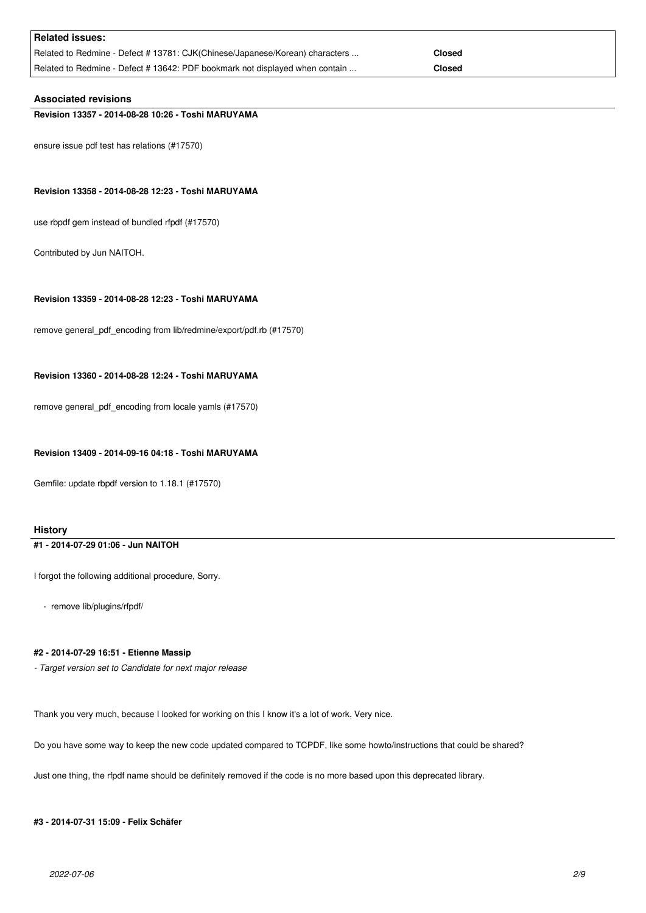**Related issues:**

| | |
|---|---|
| Related to Redmine - Defect # 13781: CJK(Chinese/Japanese/Korean) characters ... | **Closed** |
| Related to Redmine - Defect # 13642: PDF bookmark not displayed when contain ... | **Closed** |

### Associated revisions

**Revision 13357 - 2014-08-28 10:26 - Toshi MARUYAMA**

ensure issue pdf test has relations (#17570)

**Revision 13358 - 2014-08-28 12:23 - Toshi MARUYAMA**

use rbpdf gem instead of bundled rfpdf (#17570)

Contributed by Jun NAITOH.

**Revision 13359 - 2014-08-28 12:23 - Toshi MARUYAMA**

remove general_pdf_encoding from lib/redmine/export/pdf.rb (#17570)

**Revision 13360 - 2014-08-28 12:24 - Toshi MARUYAMA**

remove general_pdf_encoding from locale yamls (#17570)

**Revision 13409 - 2014-09-16 04:18 - Toshi MARUYAMA**

Gemfile: update rbpdf version to 1.18.1 (#17570)

### History

**#1 - 2014-07-29 01:06 - Jun NAITOH**

I forgot the following additional procedure, Sorry.

- remove lib/plugins/rfpdf/

**#2 - 2014-07-29 16:51 - Etienne Massip**

*- Target version set to Candidate for next major release*

Thank you very much, because I looked for working on this I know it's a lot of work. Very nice.

Do you have some way to keep the new code updated compared to TCPDF, like some howto/instructions that could be shared?

Just one thing, the rfpdf name should be definitely removed if the code is no more based upon this deprecated library.

**#3 - 2014-07-31 15:09 - Felix Schäfer**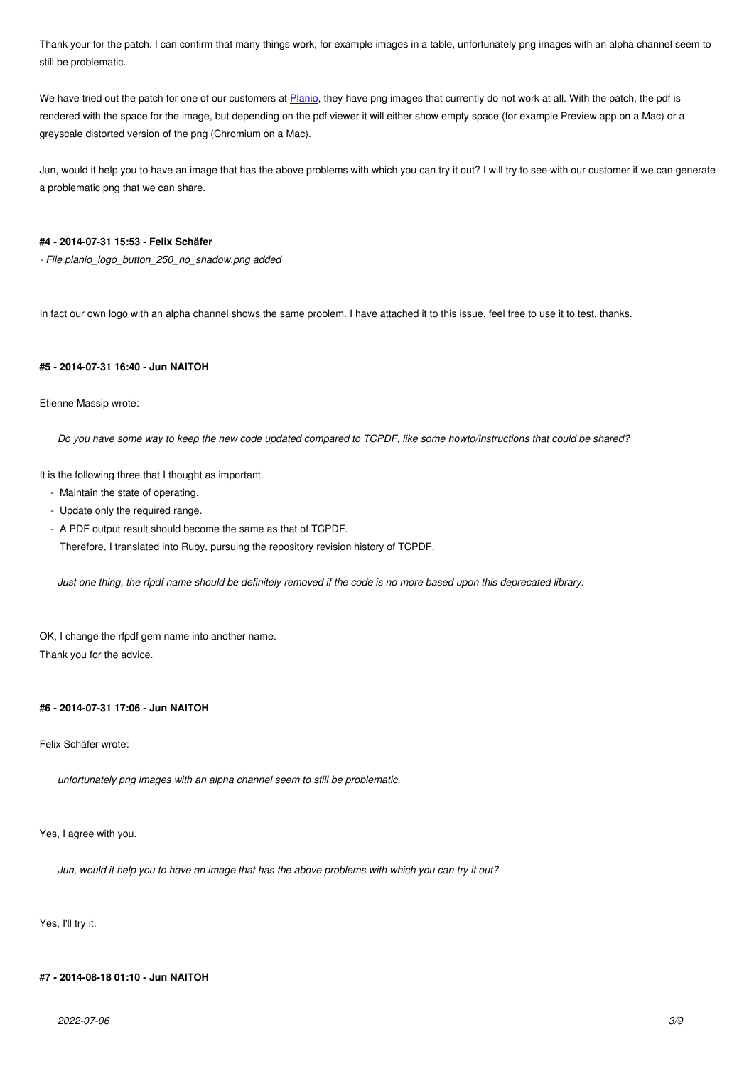Thank your for the patch. I can confirm that many things work, for example images in a table, unfortunately png images with an alpha channel seem to still be problematic.

We have tried out the patch for one of our customers at Planio, they have png images that currently do not work at all. With the patch, the pdf is rendered with the space for the image, but depending on the pdf viewer it will either show empty space (for example Preview.app on a Mac) or a greyscale distorted version of the png (Chromium on a Mac).

Jun, would it help you to have an image that has the above problems with which you can try it out? I will try to see with our customer if we can generate a problematic png that we can share.

#### #4 - 2014-07-31 15:53 - Felix Schäfer

*- File planio_logo_button_250_no_shadow.png added*

In fact our own logo with an alpha channel shows the same problem. I have attached it to this issue, feel free to use it to test, thanks.

#### #5 - 2014-07-31 16:40 - Jun NAITOH

Etienne Massip wrote:

> *Do you have some way to keep the new code updated compared to TCPDF, like some howto/instructions that could be shared?*

It is the following three that I thought as important.

- Maintain the state of operating.
- Update only the required range.
- A PDF output result should become the same as that of TCPDF.
  Therefore, I translated into Ruby, pursuing the repository revision history of TCPDF.

> *Just one thing, the rfpdf name should be definitely removed if the code is no more based upon this deprecated library.*

OK, I change the rfpdf gem name into another name.
Thank you for the advice.

#### #6 - 2014-07-31 17:06 - Jun NAITOH

Felix Schäfer wrote:

> *unfortunately png images with an alpha channel seem to still be problematic.*

Yes, I agree with you.

> *Jun, would it help you to have an image that has the above problems with which you can try it out?*

Yes, I'll try it.

#### #7 - 2014-08-18 01:10 - Jun NAITOH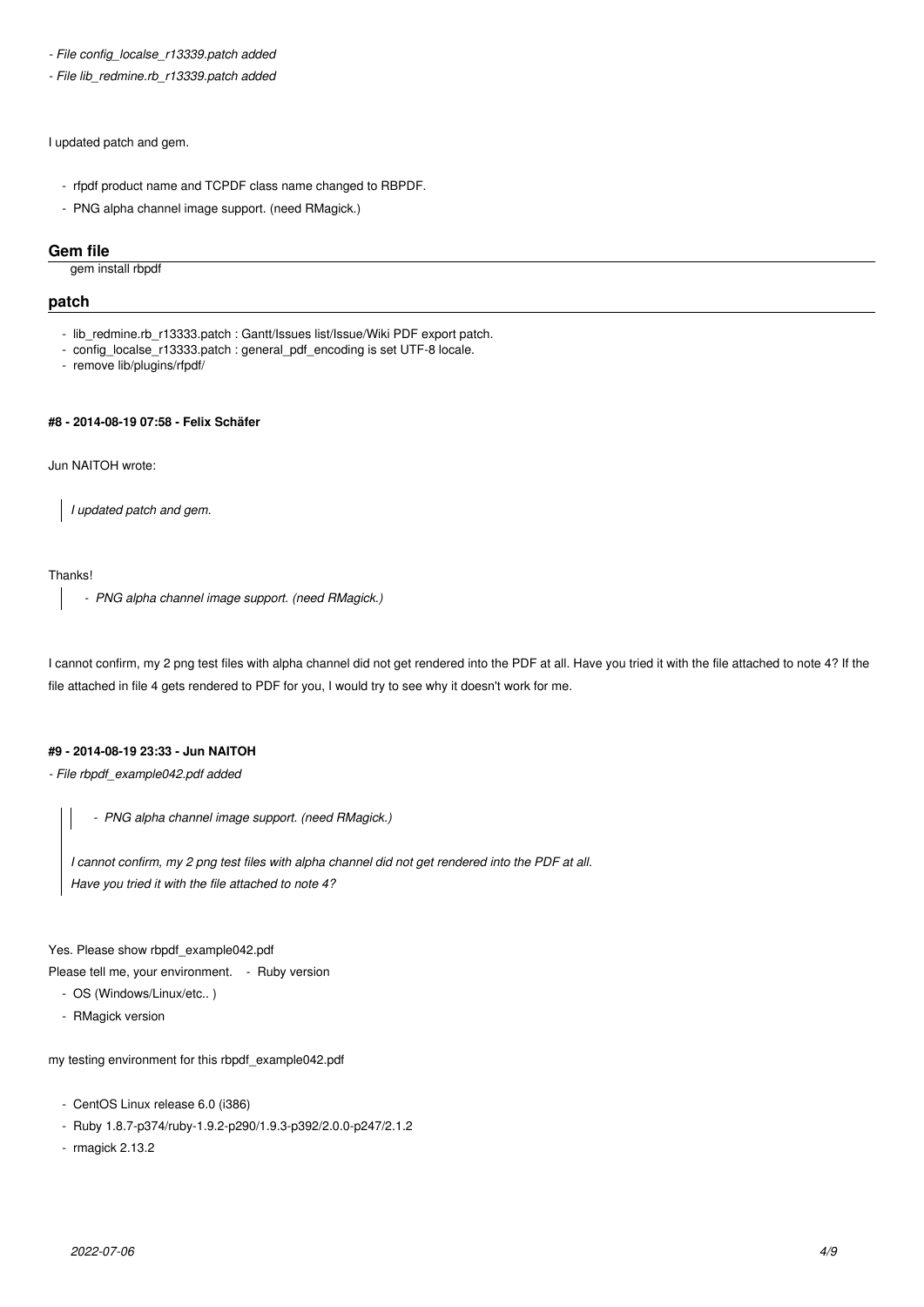- *File config_localse_r13339.patch added*
- *File lib_redmine.rb_r13339.patch added*

I updated patch and gem.

- rfpdf product name and TCPDF class name changed to RBPDF.
- PNG alpha channel image support. (need RMagick.)

## Gem file

gem install rbpdf

## patch

- lib_redmine.rb_r13333.patch : Gantt/Issues list/Issue/Wiki PDF export patch.
- config_localse_r13333.patch : general_pdf_encoding is set UTF-8 locale.
- remove lib/plugins/rfpdf/

#### #8 - 2014-08-19 07:58 - Felix Schäfer

Jun NAITOH wrote:

> *I updated patch and gem.*

Thanks!

> - *PNG alpha channel image support. (need RMagick.)*

I cannot confirm, my 2 png test files with alpha channel did not get rendered into the PDF at all. Have you tried it with the file attached to note 4? If the file attached in file 4 gets rendered to PDF for you, I would try to see why it doesn't work for me.

#### #9 - 2014-08-19 23:33 - Jun NAITOH

- *File rbpdf_example042.pdf added*

> > - *PNG alpha channel image support. (need RMagick.)*
>
> *I cannot confirm, my 2 png test files with alpha channel did not get rendered into the PDF at all.*
> *Have you tried it with the file attached to note 4?*

Yes. Please show rbpdf_example042.pdf

Please tell me, your environment. - Ruby version

- OS (Windows/Linux/etc.. )
- RMagick version

my testing environment for this rbpdf_example042.pdf

- CentOS Linux release 6.0 (i386)
- Ruby 1.8.7-p374/ruby-1.9.2-p290/1.9.3-p392/2.0.0-p247/2.1.2
- rmagick 2.13.2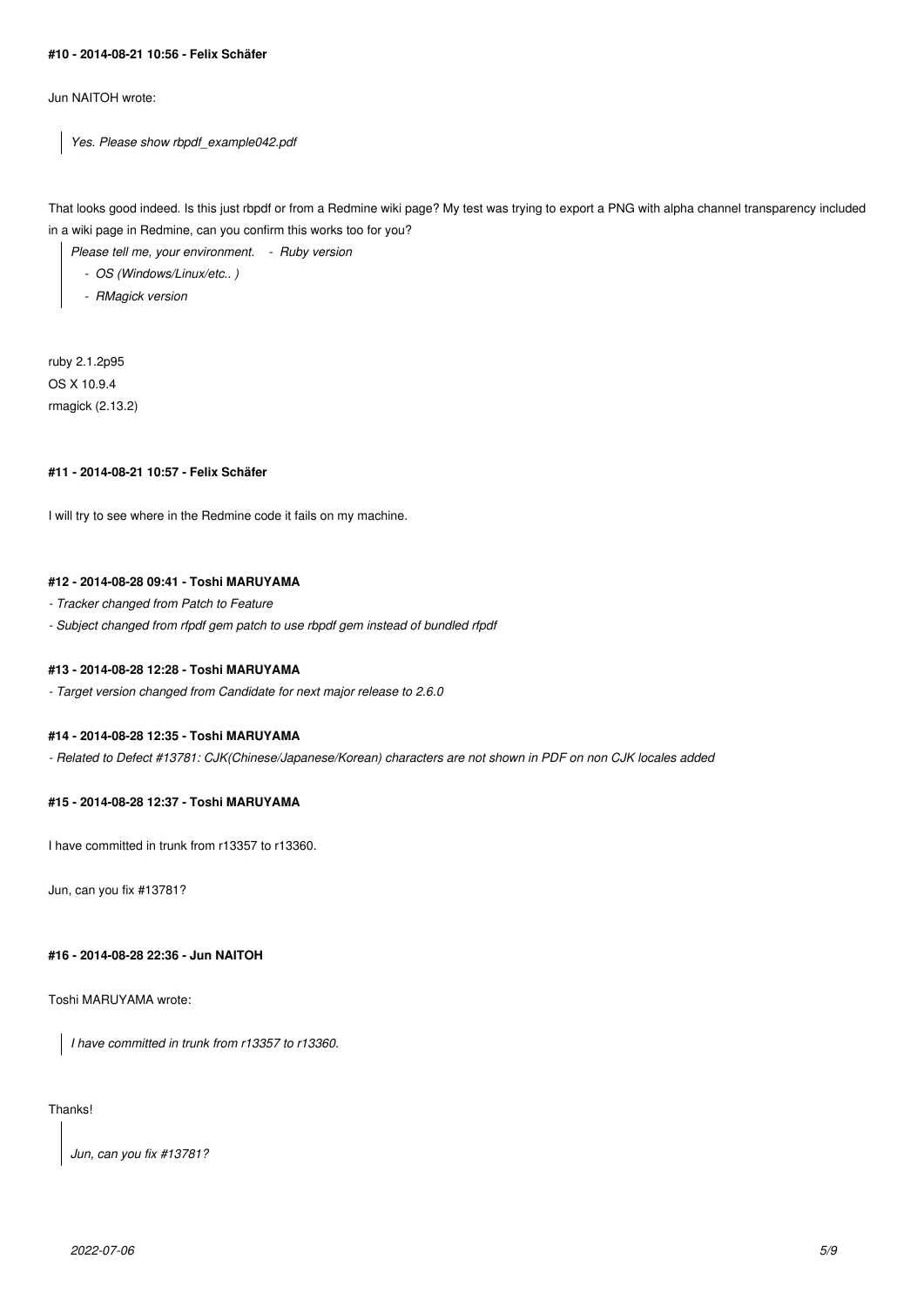#### #10 - 2014-08-21 10:56 - Felix Schäfer

Jun NAITOH wrote:

> *Yes. Please show rbpdf_example042.pdf*

That looks good indeed. Is this just rbpdf or from a Redmine wiki page? My test was trying to export a PNG with alpha channel transparency included in a wiki page in Redmine, can you confirm this works too for you?

> *Please tell me, your environment. - Ruby version*
> - *OS (Windows/Linux/etc.. )*
> - *RMagick version*

ruby 2.1.2p95
OS X 10.9.4
rmagick (2.13.2)

#### #11 - 2014-08-21 10:57 - Felix Schäfer

I will try to see where in the Redmine code it fails on my machine.

#### #12 - 2014-08-28 09:41 - Toshi MARUYAMA

- *Tracker changed from Patch to Feature*
- *Subject changed from rfpdf gem patch to use rbpdf gem instead of bundled rfpdf*

#### #13 - 2014-08-28 12:28 - Toshi MARUYAMA

- *Target version changed from Candidate for next major release to 2.6.0*

#### #14 - 2014-08-28 12:35 - Toshi MARUYAMA

- *Related to Defect #13781: CJK(Chinese/Japanese/Korean) characters are not shown in PDF on non CJK locales added*

#### #15 - 2014-08-28 12:37 - Toshi MARUYAMA

I have committed in trunk from r13357 to r13360.

Jun, can you fix #13781?

#### #16 - 2014-08-28 22:36 - Jun NAITOH

Toshi MARUYAMA wrote:

> *I have committed in trunk from r13357 to r13360.*

Thanks!

> *Jun, can you fix #13781?*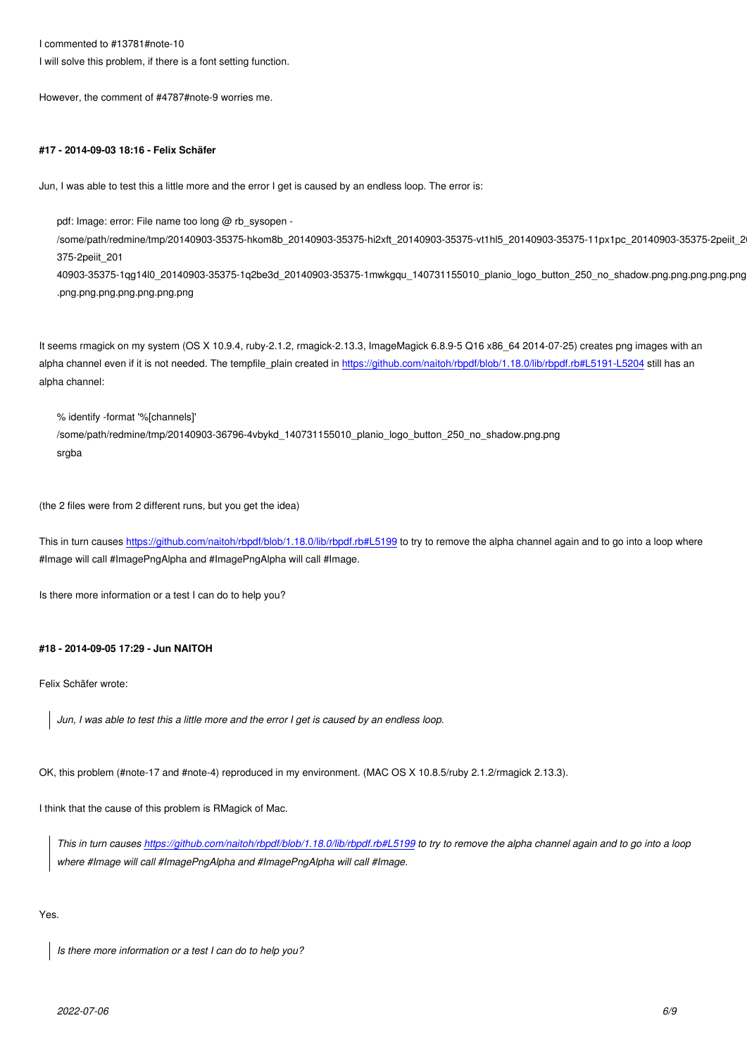I commented to #13781#note-10
I will solve this problem, if there is a font setting function.

However, the comment of #4787#note-9 worries me.

#### #17 - 2014-09-03 18:16 - Felix Schäfer

Jun, I was able to test this a little more and the error I get is caused by an endless loop. The error is:

```
pdf: Image: error: File name too long @ rb_sysopen -
/some/path/redmine/tmp/20140903-35375-hkom8b_20140903-35375-hi2xft_20140903-35375-vt1hl5_20140903-35375-11px1pc_20140903-35375-2peiit_20140903-35
375-2peiit_201
40903-35375-1qg14l0_20140903-35375-1q2be3d_20140903-35375-1mwkgqu_140731155010_planio_logo_button_250_no_shadow.png.png.png.png.png
.png.png.png.png.png.png.png
```

It seems rmagick on my system (OS X 10.9.4, ruby-2.1.2, rmagick-2.13.3, ImageMagick 6.8.9-5 Q16 x86_64 2014-07-25) creates png images with an alpha channel even if it is not needed. The tempfile_plain created in https://github.com/naitoh/rbpdf/blob/1.18.0/lib/rbpdf.rb#L5191-L5204 still has an alpha channel:

```
% identify -format '%[channels]'
/some/path/redmine/tmp/20140903-36796-4vbykd_140731155010_planio_logo_button_250_no_shadow.png.png
srgba
```

(the 2 files were from 2 different runs, but you get the idea)

This in turn causes https://github.com/naitoh/rbpdf/blob/1.18.0/lib/rbpdf.rb#L5199 to try to remove the alpha channel again and to go into a loop where #Image will call #ImagePngAlpha and #ImagePngAlpha will call #Image.

Is there more information or a test I can do to help you?

#### #18 - 2014-09-05 17:29 - Jun NAITOH

Felix Schäfer wrote:

> *Jun, I was able to test this a little more and the error I get is caused by an endless loop.*

OK, this problem (#note-17 and #note-4) reproduced in my environment. (MAC OS X 10.8.5/ruby 2.1.2/rmagick 2.13.3).

I think that the cause of this problem is RMagick of Mac.

> *This in turn causes https://github.com/naitoh/rbpdf/blob/1.18.0/lib/rbpdf.rb#L5199 to try to remove the alpha channel again and to go into a loop where #Image will call #ImagePngAlpha and #ImagePngAlpha will call #Image.*

Yes.

> *Is there more information or a test I can do to help you?*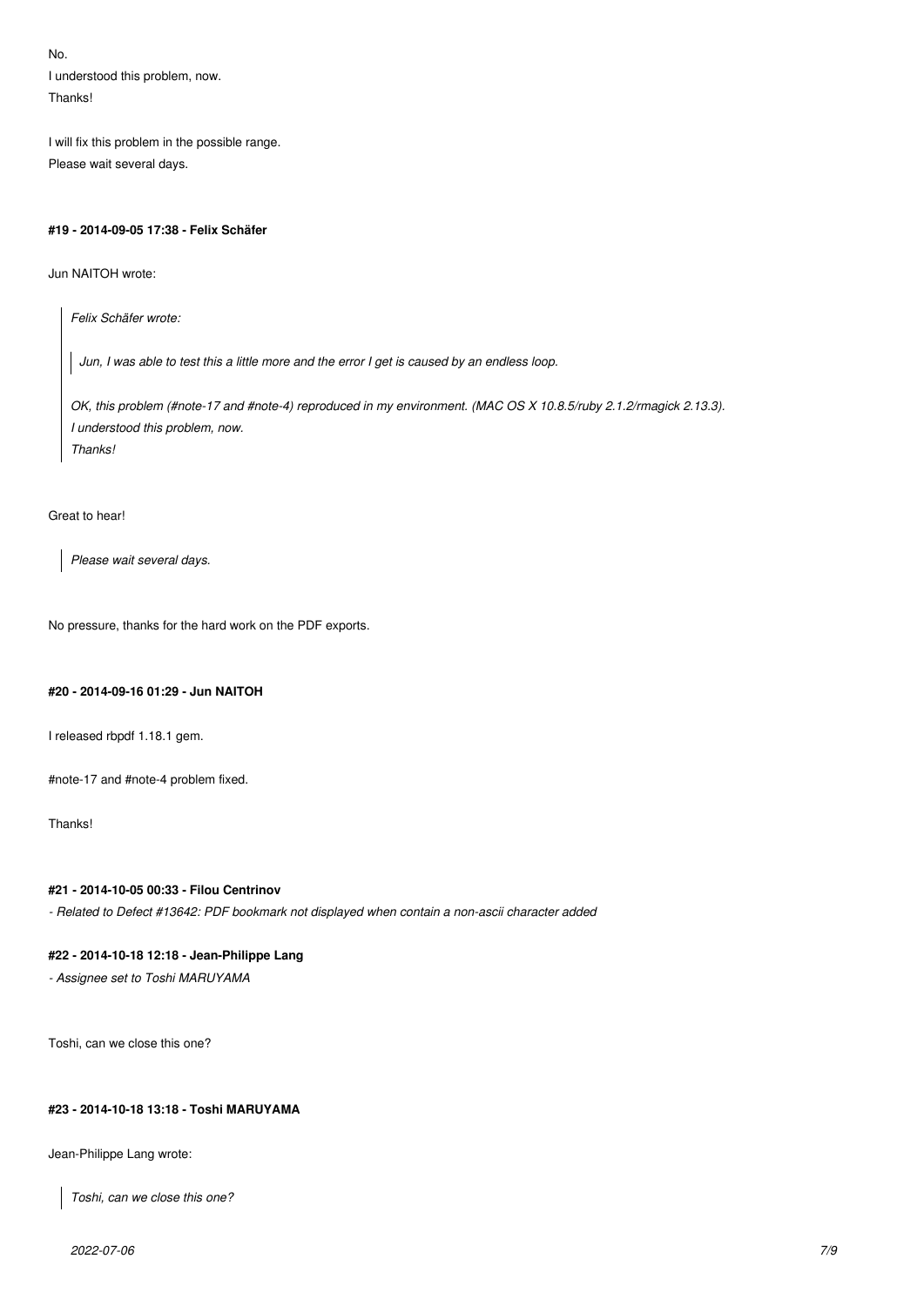No.  
I understood this problem, now.  
Thanks!

I will fix this problem in the possible range.  
Please wait several days.

#### #19 - 2014-09-05 17:38 - Felix Schäfer

Jun NAITOH wrote:

> *Felix Schäfer wrote:*
>
> > *Jun, I was able to test this a little more and the error I get is caused by an endless loop.*
>
> *OK, this problem (#note-17 and #note-4) reproduced in my environment. (MAC OS X 10.8.5/ruby 2.1.2/rmagick 2.13.3).*  
> *I understood this problem, now.*  
> *Thanks!*

Great to hear!

> *Please wait several days.*

No pressure, thanks for the hard work on the PDF exports.

#### #20 - 2014-09-16 01:29 - Jun NAITOH

I released rbpdf 1.18.1 gem.

#note-17 and #note-4 problem fixed.

Thanks!

#### #21 - 2014-10-05 00:33 - Filou Centrinov

*- Related to Defect #13642: PDF bookmark not displayed when contain a non-ascii character added*

#### #22 - 2014-10-18 12:18 - Jean-Philippe Lang

*- Assignee set to Toshi MARUYAMA*

Toshi, can we close this one?

#### #23 - 2014-10-18 13:18 - Toshi MARUYAMA

Jean-Philippe Lang wrote:

> *Toshi, can we close this one?*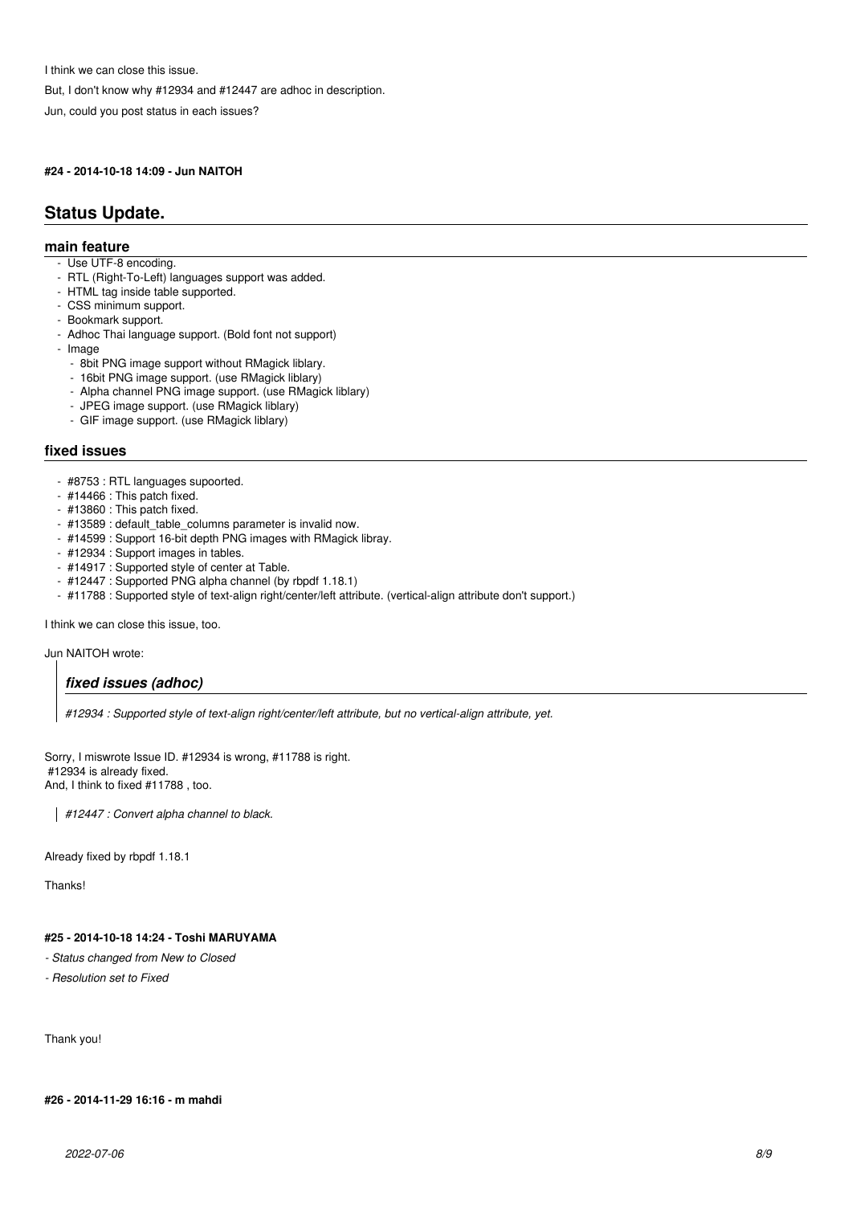I think we can close this issue.

But, I don't know why #12934 and #12447 are adhoc in description.

Jun, could you post status in each issues?

#### #24 - 2014-10-18 14:09 - Jun NAITOH

## Status Update.

### main feature

- Use UTF-8 encoding.
- RTL (Right-To-Left) languages support was added.
- HTML tag inside table supported.
- CSS minimum support.
- Bookmark support.
- Adhoc Thai language support. (Bold font not support)
- Image
  - 8bit PNG image support without RMagick liblary.
  - 16bit PNG image support. (use RMagick liblary)
  - Alpha channel PNG image support. (use RMagick liblary)
  - JPEG image support. (use RMagick liblary)
  - GIF image support. (use RMagick liblary)

### fixed issues

- #8753 : RTL languages supoorted.
- #14466 : This patch fixed.
- #13860 : This patch fixed.
- #13589 : default_table_columns parameter is invalid now.
- #14599 : Support 16-bit depth PNG images with RMagick libray.
- #12934 : Support images in tables.
- #14917 : Supported style of center at Table.
- #12447 : Supported PNG alpha channel (by rbpdf 1.18.1)
- #11788 : Supported style of text-align right/center/left attribute. (vertical-align attribute don't support.)

I think we can close this issue, too.

Jun NAITOH wrote:

> ### *fixed issues (adhoc)*
>
> *#12934 : Supported style of text-align right/center/left attribute, but no vertical-align attribute, yet.*

Sorry, I miswrote Issue ID. #12934 is wrong, #11788 is right.
#12934 is already fixed.
And, I think to fixed #11788 , too.

> *#12447 : Convert alpha channel to black.*

Already fixed by rbpdf 1.18.1

Thanks!

#### #25 - 2014-10-18 14:24 - Toshi MARUYAMA

*- Status changed from New to Closed*

*- Resolution set to Fixed*

Thank you!

#### #26 - 2014-11-29 16:16 - m mahdi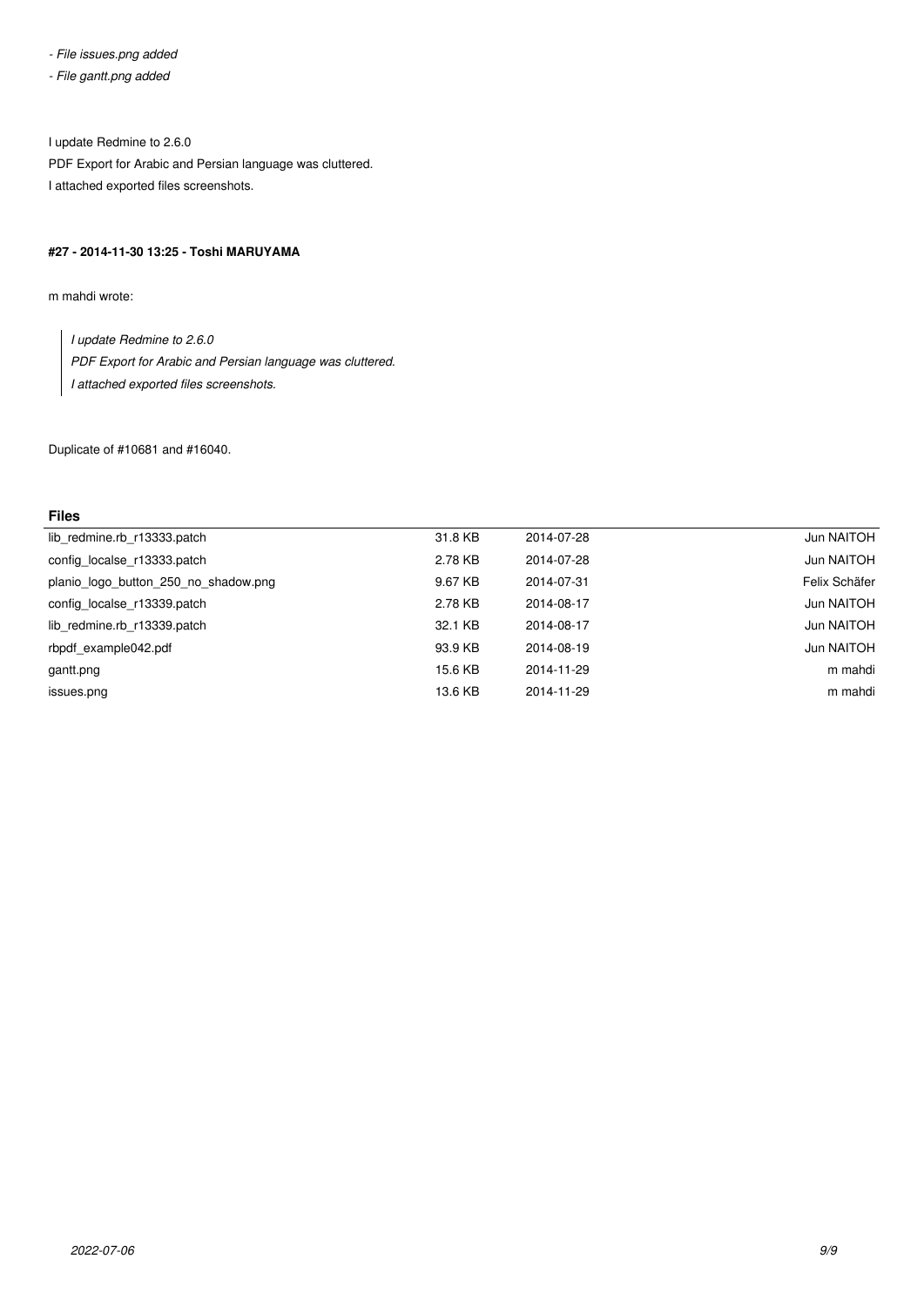- *File issues.png added*
- *File gantt.png added*

I update Redmine to 2.6.0
PDF Export for Arabic and Persian language was cluttered.
I attached exported files screenshots.

#### #27 - 2014-11-30 13:25 - Toshi MARUYAMA

m mahdi wrote:

> *I update Redmine to 2.6.0*
> *PDF Export for Arabic and Persian language was cluttered.*
> *I attached exported files screenshots.*

Duplicate of #10681 and #16040.

### Files

| | | | |
|---|---|---|---|
| lib_redmine.rb_r13333.patch | 31.8 KB | 2014-07-28 | Jun NAITOH |
| config_localse_r13333.patch | 2.78 KB | 2014-07-28 | Jun NAITOH |
| planio_logo_button_250_no_shadow.png | 9.67 KB | 2014-07-31 | Felix Schäfer |
| config_localse_r13339.patch | 2.78 KB | 2014-08-17 | Jun NAITOH |
| lib_redmine.rb_r13339.patch | 32.1 KB | 2014-08-17 | Jun NAITOH |
| rbpdf_example042.pdf | 93.9 KB | 2014-08-19 | Jun NAITOH |
| gantt.png | 15.6 KB | 2014-11-29 | m mahdi |
| issues.png | 13.6 KB | 2014-11-29 | m mahdi |